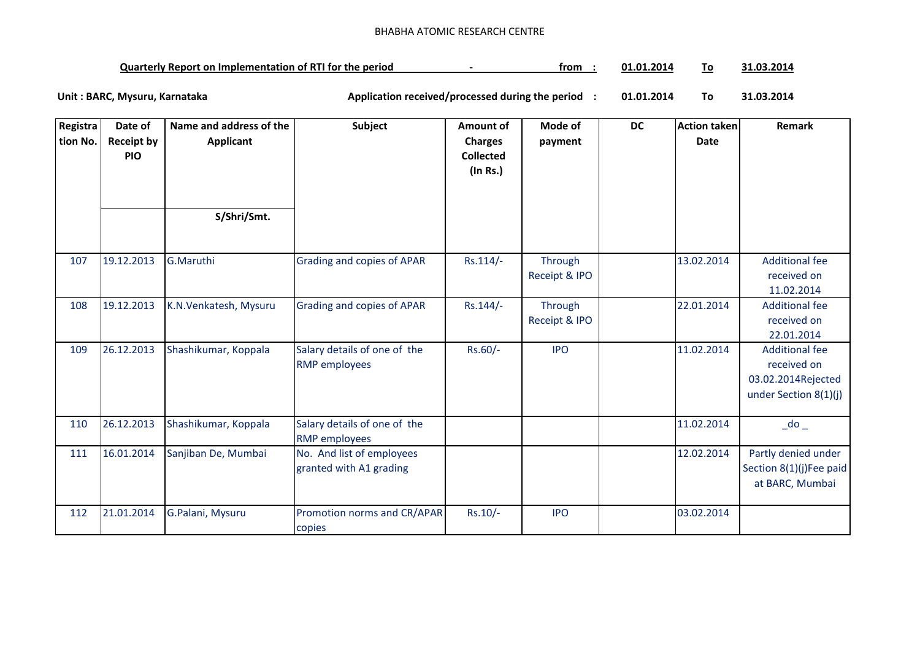BHABHA ATOMIC RESEARCH CENTRE

**Quarterly Report on Implementation of RTI for the period - from : 01.01.2014 To 31.03.2014**

**Unit : BARC, Mysuru, Karnataka** **Application received/processed during the period : 01.01.2014 To 31.03.2014**

| Registration No. | Date of Receipt by PIO | Name and address of the Applicant S/Shri/Smt. | Subject | Amount of Charges Collected (In Rs.) | Mode of payment | DC | Action taken Date | Remark |
|---|---|---|---|---|---|---|---|---|
| 107 | 19.12.2013 | G.Maruthi | Grading and copies of APAR | Rs.114/- | Through Receipt & IPO | | 13.02.2014 | Additional fee received on 11.02.2014 |
| 108 | 19.12.2013 | K.N.Venkatesh, Mysuru | Grading and copies of APAR | Rs.144/- | Through Receipt & IPO | | 22.01.2014 | Additional fee received on 22.01.2014 |
| 109 | 26.12.2013 | Shashikumar, Koppala | Salary details of one of the RMP employees | Rs.60/- | IPO | | 11.02.2014 | Additional fee received on 03.02.2014Rejected under Section 8(1)(j) |
| 110 | 26.12.2013 | Shashikumar, Koppala | Salary details of one of the RMP employees | | | | 11.02.2014 | _do _ |
| 111 | 16.01.2014 | Sanjiban De, Mumbai | No. And list of employees granted with A1 grading | | | | 12.02.2014 | Partly denied under Section 8(1)(j)Fee paid at BARC, Mumbai |
| 112 | 21.01.2014 | G.Palani, Mysuru | Promotion norms and CR/APAR copies | Rs.10/- | IPO | | 03.02.2014 | |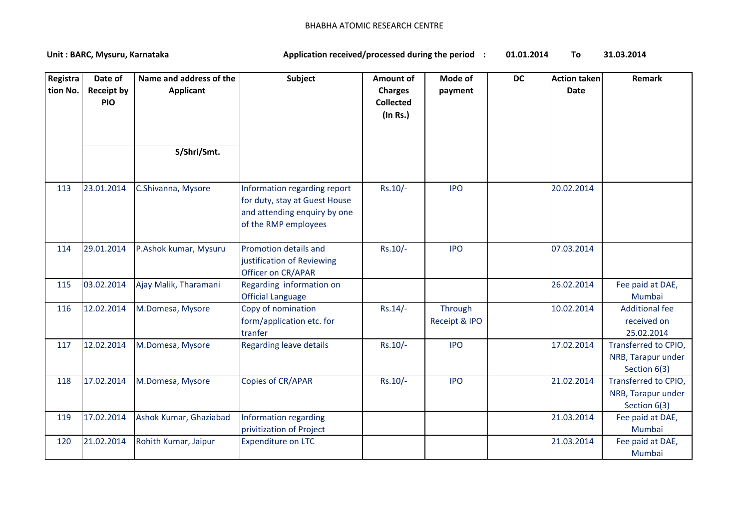BHABHA ATOMIC RESEARCH CENTRE

**Unit : BARC, Mysuru, Karnataka** **Application received/processed during the period : 01.01.2014 To 31.03.2014**

| Registration No. | Date of Receipt by PIO | Name and address of the Applicant S/Shri/Smt. | Subject | Amount of Charges Collected (In Rs.) | Mode of payment | DC | Action taken Date | Remark |
|---|---|---|---|---|---|---|---|---|
| 113 | 23.01.2014 | C.Shivanna, Mysore | Information regarding report for duty, stay at Guest House and attending enquiry by one of the RMP employees | Rs.10/- | IPO | | 20.02.2014 | |
| 114 | 29.01.2014 | P.Ashok kumar, Mysuru | Promotion details and justification of Reviewing Officer on CR/APAR | Rs.10/- | IPO | | 07.03.2014 | |
| 115 | 03.02.2014 | Ajay Malik, Tharamani | Regarding information on Official Language | | | | 26.02.2014 | Fee paid at DAE, Mumbai |
| 116 | 12.02.2014 | M.Domesa, Mysore | Copy of nomination form/application etc. for tranfer | Rs.14/- | Through Receipt & IPO | | 10.02.2014 | Additional fee received on 25.02.2014 |
| 117 | 12.02.2014 | M.Domesa, Mysore | Regarding leave details | Rs.10/- | IPO | | 17.02.2014 | Transferred to CPIO, NRB, Tarapur under Section 6(3) |
| 118 | 17.02.2014 | M.Domesa, Mysore | Copies of CR/APAR | Rs.10/- | IPO | | 21.02.2014 | Transferred to CPIO, NRB, Tarapur under Section 6(3) |
| 119 | 17.02.2014 | Ashok Kumar, Ghaziabad | Information regarding privitization of Project | | | | 21.03.2014 | Fee paid at DAE, Mumbai |
| 120 | 21.02.2014 | Rohith Kumar, Jaipur | Expenditure on LTC | | | | 21.03.2014 | Fee paid at DAE, Mumbai |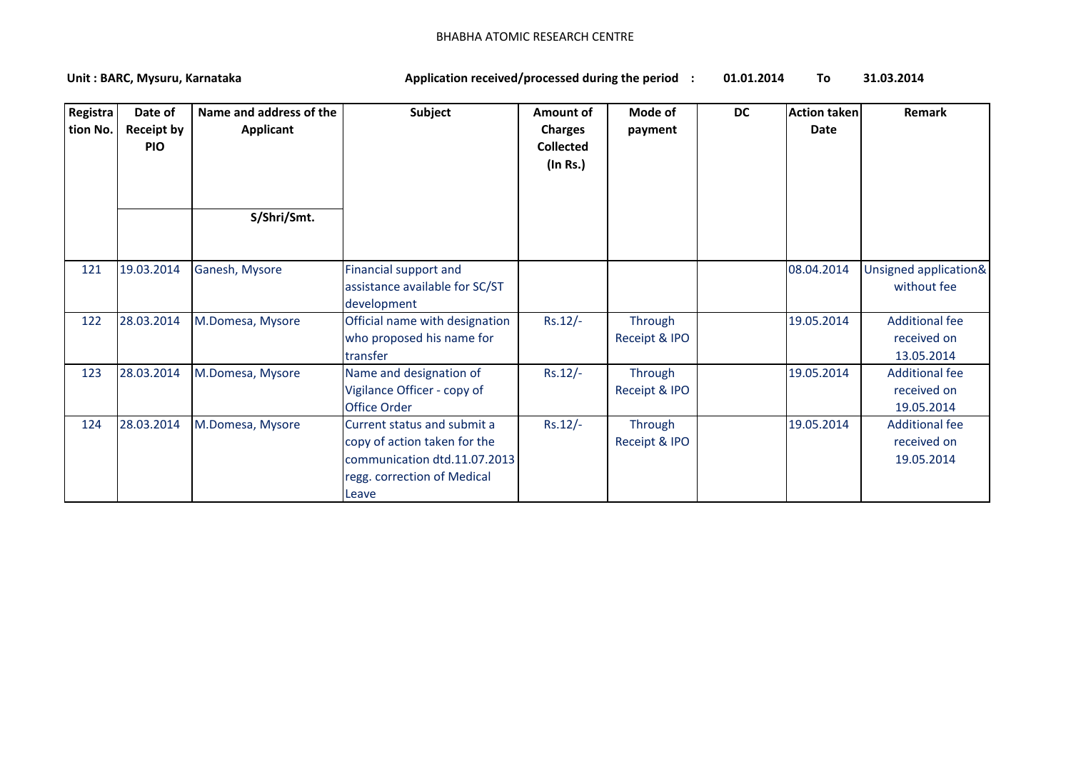BHABHA ATOMIC RESEARCH CENTRE

**Unit : BARC, Mysuru, Karnataka** **Application received/processed during the period : 01.01.2014 To 31.03.2014**

| Registration No. | Date of Receipt by PIO | Name and address of the Applicant S/Shri/Smt. | Subject | Amount of Charges Collected (In Rs.) | Mode of payment | DC | Action taken Date | Remark |
|---|---|---|---|---|---|---|---|---|
| 121 | 19.03.2014 | Ganesh, Mysore | Financial support and assistance available for SC/ST development | | | | 08.04.2014 | Unsigned application& without fee |
| 122 | 28.03.2014 | M.Domesa, Mysore | Official name with designation who proposed his name for transfer | Rs.12/- | Through Receipt & IPO | | 19.05.2014 | Additional fee received on 13.05.2014 |
| 123 | 28.03.2014 | M.Domesa, Mysore | Name and designation of Vigilance Officer - copy of Office Order | Rs.12/- | Through Receipt & IPO | | 19.05.2014 | Additional fee received on 19.05.2014 |
| 124 | 28.03.2014 | M.Domesa, Mysore | Current status and submit a copy of action taken for the communication dtd.11.07.2013 regg. correction of Medical Leave | Rs.12/- | Through Receipt & IPO | | 19.05.2014 | Additional fee received on 19.05.2014 |